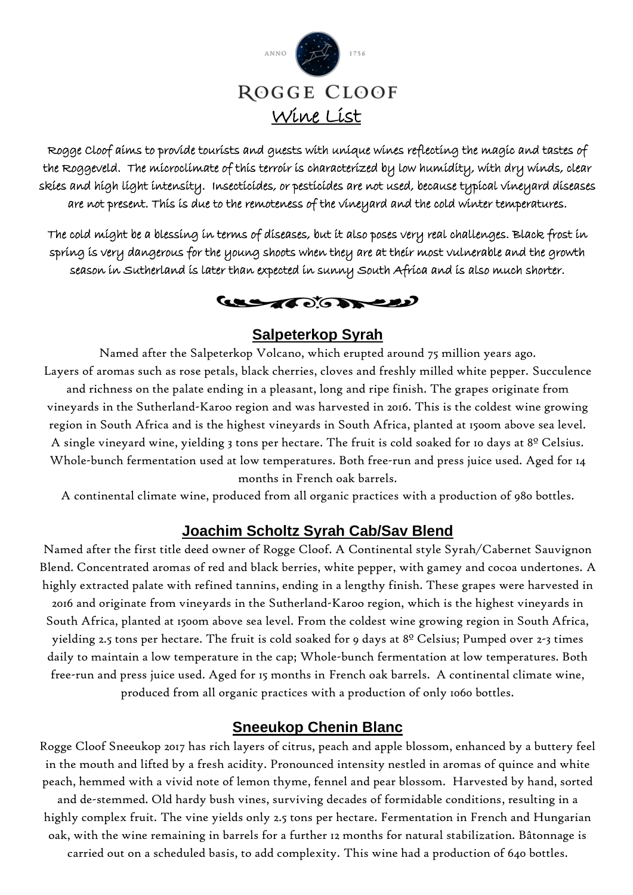ANNO 1756

# ROGGE CLOOF

## Wine List

Rogge Cloof aims to provide tourists and guests with unique wines reflecting the magic and tastes of the Roggeveld. The microclimate of this terroir is characterized by low humidity, with dry winds, clear skies and high light intensity. Insecticides, or pesticides are not used, because typical vineyard diseases are not present. This is due to the remoteness of the vineyard and the cold winter temperatures.

The cold might be a blessing in terms of diseases, but it also poses very real challenges. Black frost in spring is very dangerous for the young shoots when they are at their most vulnerable and the growth season in Sutherland is later than expected in sunny South Africa and is also much shorter.

### Salpeterkop Syrah

Named after the Salpeterkop Volcano, which erupted around 75 million years ago. Layers of aromas such as rose petals, black cherries, cloves and freshly milled white pepper. Succulence and richness on the palate ending in a pleasant, long and ripe finish. The grapes originate from vineyards in the Sutherland-Karoo region and was harvested in 2016. This is the coldest wine growing region in South Africa and is the highest vineyards in South Africa, planted at 1500m above sea level. A single vineyard wine, yielding 3 tons per hectare. The fruit is cold soaked for 10 days at 8º Celsius. Whole-bunch fermentation used at low temperatures. Both free-run and press juice used. Aged for 14 months in French oak barrels.

A continental climate wine, produced from all organic practices with a production of 980 bottles.

### Joachim Scholtz Syrah Cab/Sav Blend

Named after the first title deed owner of Rogge Cloof. A Continental style Syrah/Cabernet Sauvignon Blend. Concentrated aromas of red and black berries, white pepper, with gamey and cocoa undertones. A highly extracted palate with refined tannins, ending in a lengthy finish. These grapes were harvested in 2016 and originate from vineyards in the Sutherland-Karoo region, which is the highest vineyards in South Africa, planted at 1500m above sea level. From the coldest wine growing region in South Africa, yielding 2.5 tons per hectare. The fruit is cold soaked for 9 days at 8º Celsius; Pumped over 2-3 times daily to maintain a low temperature in the cap; Whole-bunch fermentation at low temperatures. Both free-run and press juice used. Aged for 15 months in French oak barrels. A continental climate wine, produced from all organic practices with a production of only 1060 bottles.

### Sneeukop Chenin Blanc

Rogge Cloof Sneeukop 2017 has rich layers of citrus, peach and apple blossom, enhanced by a buttery feel in the mouth and lifted by a fresh acidity. Pronounced intensity nestled in aromas of quince and white peach, hemmed with a vivid note of lemon thyme, fennel and pear blossom. Harvested by hand, sorted and de-stemmed. Old hardy bush vines, surviving decades of formidable conditions, resulting in a highly complex fruit. The vine yields only 2.5 tons per hectare. Fermentation in French and Hungarian oak, with the wine remaining in barrels for a further 12 months for natural stabilization. Bâtonnage is carried out on a scheduled basis, to add complexity. This wine had a production of 640 bottles.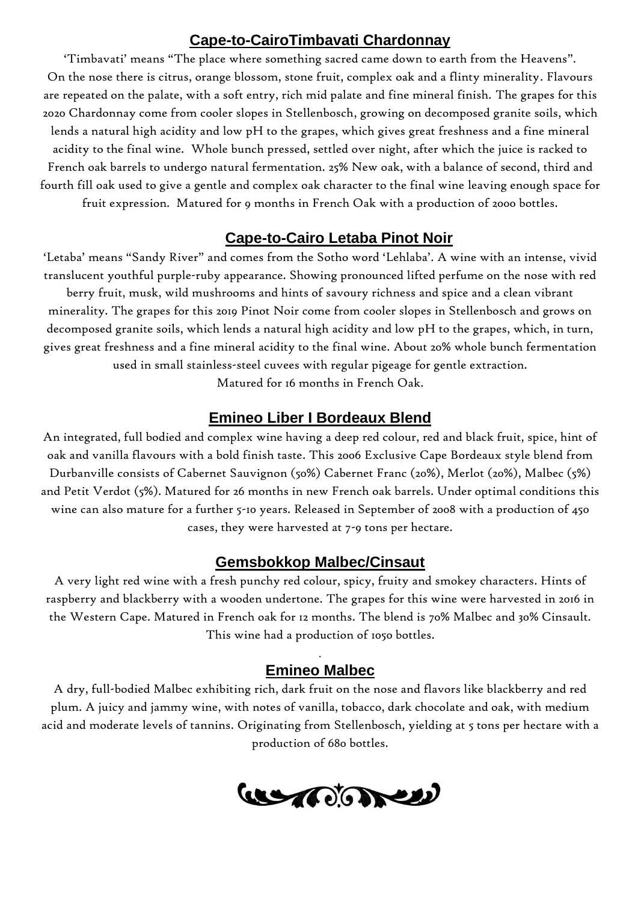## Cape-to-CairoTimbavati Chardonnay

'Timbavati' means "The place where something sacred came down to earth from the Heavens". On the nose there is citrus, orange blossom, stone fruit, complex oak and a flinty minerality. Flavours are repeated on the palate, with a soft entry, rich mid palate and fine mineral finish. The grapes for this 2020 Chardonnay come from cooler slopes in Stellenbosch, growing on decomposed granite soils, which lends a natural high acidity and low pH to the grapes, which gives great freshness and a fine mineral acidity to the final wine. Whole bunch pressed, settled over night, after which the juice is racked to French oak barrels to undergo natural fermentation. 25% New oak, with a balance of second, third and fourth fill oak used to give a gentle and complex oak character to the final wine leaving enough space for fruit expression. Matured for 9 months in French Oak with a production of 2000 bottles.

## Cape-to-Cairo Letaba Pinot Noir

'Letaba' means "Sandy River" and comes from the Sotho word 'Lehlaba'. A wine with an intense, vivid translucent youthful purple-ruby appearance. Showing pronounced lifted perfume on the nose with red berry fruit, musk, wild mushrooms and hints of savoury richness and spice and a clean vibrant minerality. The grapes for this 2019 Pinot Noir come from cooler slopes in Stellenbosch and grows on decomposed granite soils, which lends a natural high acidity and low pH to the grapes, which, in turn, gives great freshness and a fine mineral acidity to the final wine. About 20% whole bunch fermentation used in small stainless-steel cuvees with regular pigeage for gentle extraction.
Matured for 16 months in French Oak.

## Emineo Liber I Bordeaux Blend

An integrated, full bodied and complex wine having a deep red colour, red and black fruit, spice, hint of oak and vanilla flavours with a bold finish taste. This 2006 Exclusive Cape Bordeaux style blend from Durbanville consists of Cabernet Sauvignon (50%) Cabernet Franc (20%), Merlot (20%), Malbec (5%) and Petit Verdot (5%). Matured for 26 months in new French oak barrels. Under optimal conditions this wine can also mature for a further 5-10 years. Released in September of 2008 with a production of 450 cases, they were harvested at 7-9 tons per hectare.

## Gemsbokkop Malbec/Cinsaut

A very light red wine with a fresh punchy red colour, spicy, fruity and smokey characters. Hints of raspberry and blackberry with a wooden undertone. The grapes for this wine were harvested in 2016 in the Western Cape. Matured in French oak for 12 months. The blend is 70% Malbec and 30% Cinsault. This wine had a production of 1050 bottles.

## Emineo Malbec

A dry, full-bodied Malbec exhibiting rich, dark fruit on the nose and flavors like blackberry and red plum. A juicy and jammy wine, with notes of vanilla, tobacco, dark chocolate and oak, with medium acid and moderate levels of tannins. Originating from Stellenbosch, yielding at 5 tons per hectare with a production of 680 bottles.